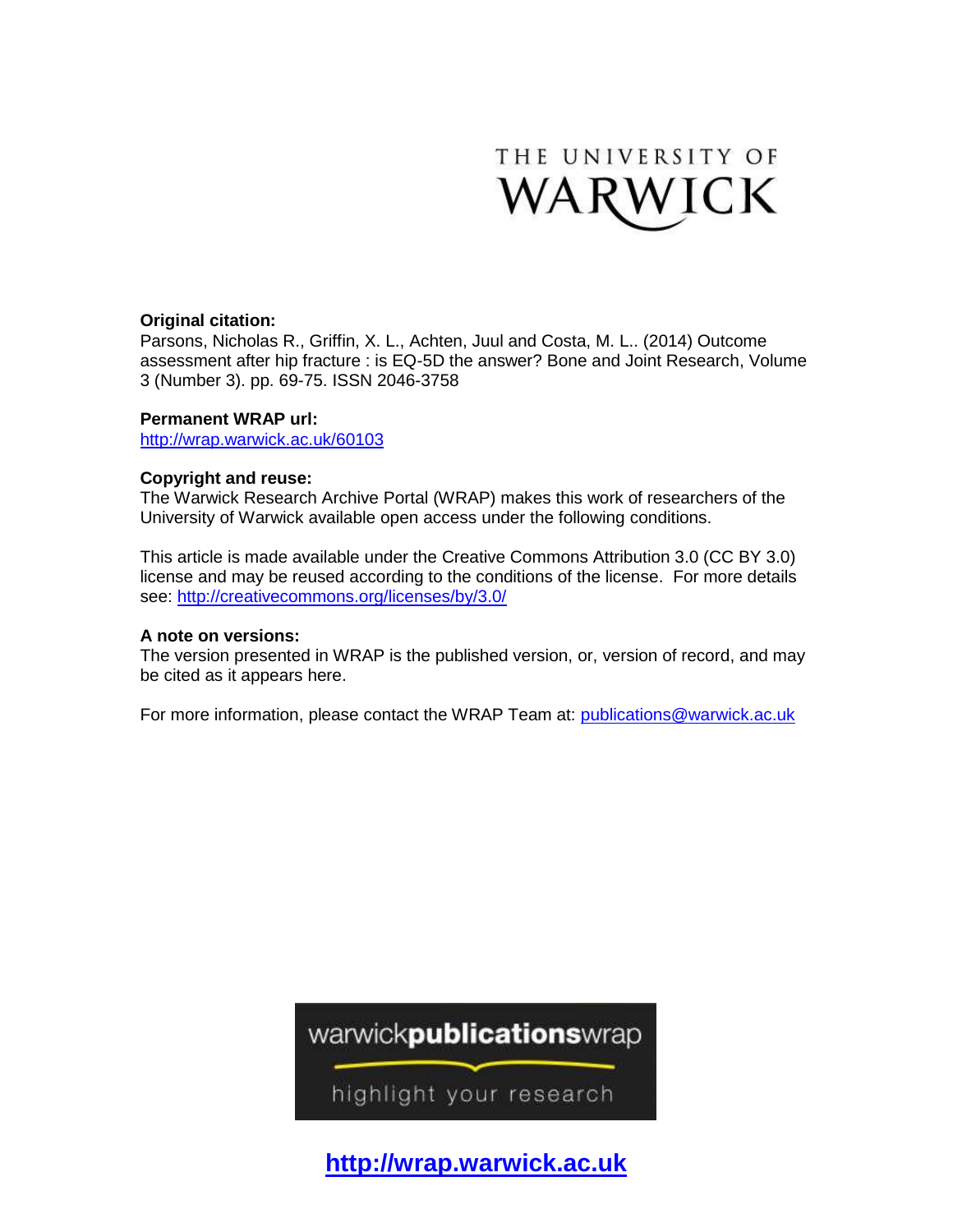THE UNIVERSITY OF WARWICK

**Original citation:**
Parsons, Nicholas R., Griffin, X. L., Achten, Juul and Costa, M. L.. (2014) Outcome assessment after hip fracture : is EQ-5D the answer? Bone and Joint Research, Volume 3 (Number 3). pp. 69-75. ISSN 2046-3758

**Permanent WRAP url:**
http://wrap.warwick.ac.uk/60103

**Copyright and reuse:**
The Warwick Research Archive Portal (WRAP) makes this work of researchers of the University of Warwick available open access under the following conditions.

This article is made available under the Creative Commons Attribution 3.0 (CC BY 3.0) license and may be reused according to the conditions of the license. For more details see: http://creativecommons.org/licenses/by/3.0/

**A note on versions:**
The version presented in WRAP is the published version, or, version of record, and may be cited as it appears here.

For more information, please contact the WRAP Team at: publications@warwick.ac.uk

warwick**publications**wrap

highlight your research

**http://wrap.warwick.ac.uk**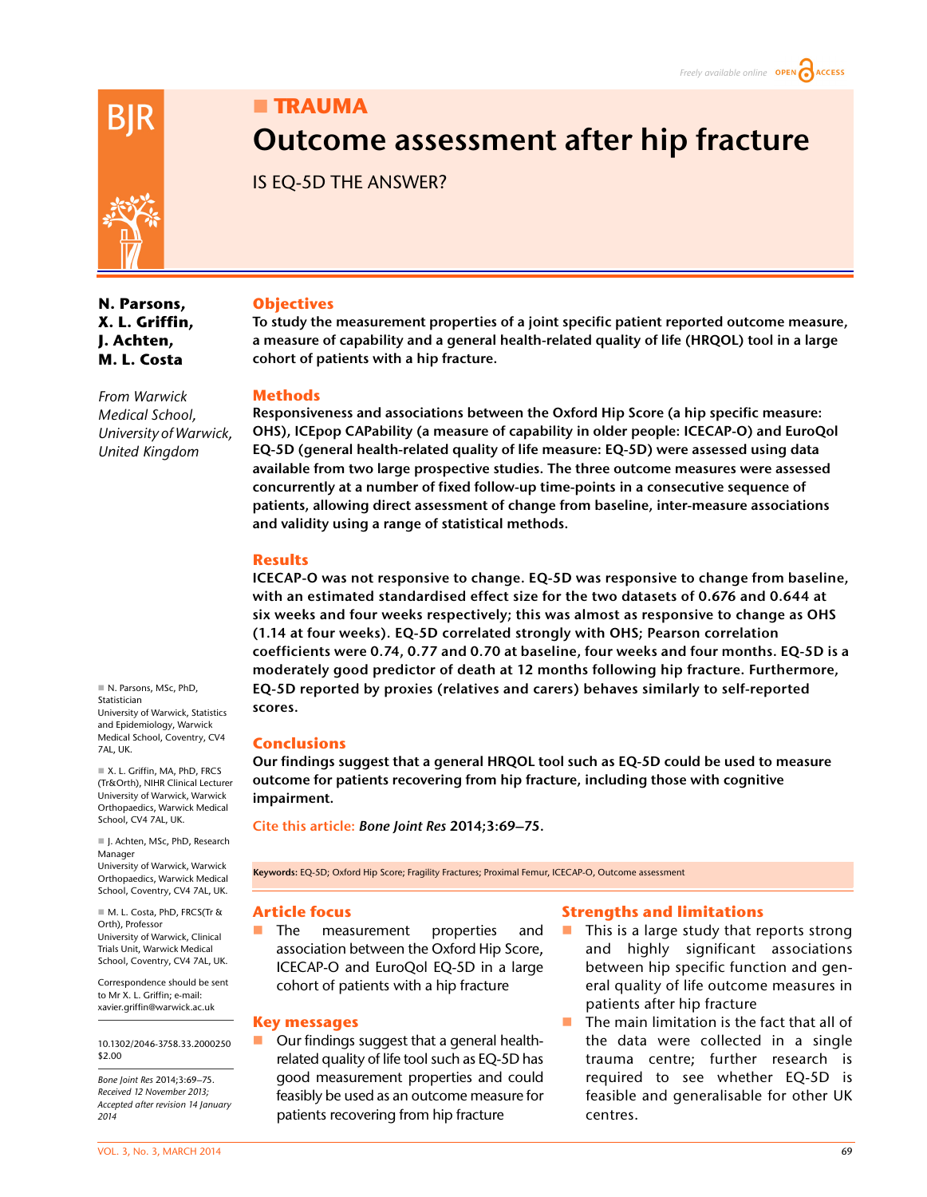# TRAUMA

# Outcome assessment after hip fracture

## IS EQ-5D THE ANSWER?

**N. Parsons, X. L. Griffin, J. Achten, M. L. Costa**

*From Warwick Medical School, University of Warwick, United Kingdom*

## Objectives

**To study the measurement properties of a joint specific patient reported outcome measure, a measure of capability and a general health-related quality of life (HRQOL) tool in a large cohort of patients with a hip fracture.**

## Methods

**Responsiveness and associations between the Oxford Hip Score (a hip specific measure: OHS), ICEpop CAPability (a measure of capability in older people: ICECAP-O) and EuroQol EQ-5D (general health-related quality of life measure: EQ-5D) were assessed using data available from two large prospective studies. The three outcome measures were assessed concurrently at a number of fixed follow-up time-points in a consecutive sequence of patients, allowing direct assessment of change from baseline, inter-measure associations and validity using a range of statistical methods.**

## Results

**ICECAP-O was not responsive to change. EQ-5D was responsive to change from baseline, with an estimated standardised effect size for the two datasets of 0.676 and 0.644 at six weeks and four weeks respectively; this was almost as responsive to change as OHS (1.14 at four weeks). EQ-5D correlated strongly with OHS; Pearson correlation coefficients were 0.74, 0.77 and 0.70 at baseline, four weeks and four months. EQ-5D is a moderately good predictor of death at 12 months following hip fracture. Furthermore, EQ-5D reported by proxies (relatives and carers) behaves similarly to self-reported scores.**

## Conclusions

**Our findings suggest that a general HRQOL tool such as EQ-5D could be used to measure outcome for patients recovering from hip fracture, including those with cognitive impairment.**

Cite this article: *Bone Joint Res* 2014;3:69–75.

**Keywords:** EQ-5D; Oxford Hip Score; Fragility Fractures; Proximal Femur, ICECAP-O, Outcome assessment

## Article focus

- The measurement properties and association between the Oxford Hip Score, ICECAP-O and EuroQol EQ-5D in a large cohort of patients with a hip fracture

## Key messages

- Our findings suggest that a general health-related quality of life tool such as EQ-5D has good measurement properties and could feasibly be used as an outcome measure for patients recovering from hip fracture

## Strengths and limitations

- This is a large study that reports strong and highly significant associations between hip specific function and general quality of life outcome measures in patients after hip fracture
- The main limitation is the fact that all of the data were collected in a single trauma centre; further research is required to see whether EQ-5D is feasible and generalisable for other UK centres.

---

N. Parsons, MSc, PhD, Statistician
University of Warwick, Statistics and Epidemiology, Warwick Medical School, Coventry, CV4 7AL, UK.

X. L. Griffin, MA, PhD, FRCS (Tr&Orth), NIHR Clinical Lecturer
University of Warwick, Warwick Orthopaedics, Warwick Medical School, CV4 7AL, UK.

J. Achten, MSc, PhD, Research Manager
University of Warwick, Warwick Orthopaedics, Warwick Medical School, Coventry, CV4 7AL, UK.

M. L. Costa, PhD, FRCS(Tr & Orth), Professor
University of Warwick, Clinical Trials Unit, Warwick Medical School, Coventry, CV4 7AL, UK.

Correspondence should be sent to Mr X. L. Griffin; e-mail: xavier.griffin@warwick.ac.uk

10.1302/2046-3758.33.2000250 $2.00

*Bone Joint Res 2014;3:69–75.*
*Received 12 November 2013; Accepted after revision 14 January 2014*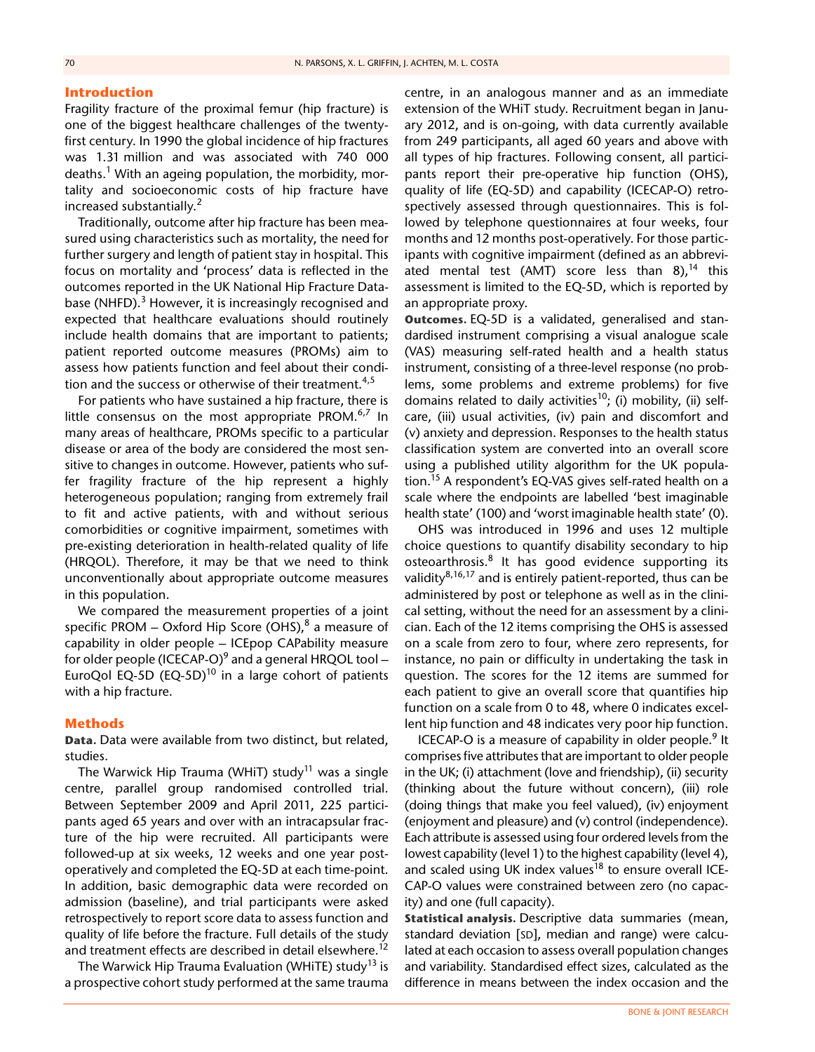## Introduction

Fragility fracture of the proximal femur (hip fracture) is one of the biggest healthcare challenges of the twenty-first century. In 1990 the global incidence of hip fractures was 1.31 million and was associated with 740 000 deaths.[1] With an ageing population, the morbidity, mortality and socioeconomic costs of hip fracture have increased substantially.[2]

Traditionally, outcome after hip fracture has been measured using characteristics such as mortality, the need for further surgery and length of patient stay in hospital. This focus on mortality and 'process' data is reflected in the outcomes reported in the UK National Hip Fracture Database (NHFD).[3] However, it is increasingly recognised and expected that healthcare evaluations should routinely include health domains that are important to patients; patient reported outcome measures (PROMs) aim to assess how patients function and feel about their condition and the success or otherwise of their treatment.[4,5]

For patients who have sustained a hip fracture, there is little consensus on the most appropriate PROM.[6,7] In many areas of healthcare, PROMs specific to a particular disease or area of the body are considered the most sensitive to changes in outcome. However, patients who suffer fragility fracture of the hip represent a highly heterogeneous population; ranging from extremely frail to fit and active patients, with and without serious comorbidities or cognitive impairment, sometimes with pre-existing deterioration in health-related quality of life (HRQOL). Therefore, it may be that we need to think unconventionally about appropriate outcome measures in this population.

We compared the measurement properties of a joint specific PROM – Oxford Hip Score (OHS),[8] a measure of capability in older people – ICEpop CAPability measure for older people (ICECAP-O)[9] and a general HRQOL tool – EuroQol EQ-5D (EQ-5D)[10] in a large cohort of patients with a hip fracture.

## Methods

**Data.** Data were available from two distinct, but related, studies.

The Warwick Hip Trauma (WHiT) study[11] was a single centre, parallel group randomised controlled trial. Between September 2009 and April 2011, 225 participants aged 65 years and over with an intracapsular fracture of the hip were recruited. All participants were followed-up at six weeks, 12 weeks and one year post-operatively and completed the EQ-5D at each time-point. In addition, basic demographic data were recorded on admission (baseline), and trial participants were asked retrospectively to report score data to assess function and quality of life before the fracture. Full details of the study and treatment effects are described in detail elsewhere.[12]

The Warwick Hip Trauma Evaluation (WHiTE) study[13] is a prospective cohort study performed at the same trauma centre, in an analogous manner and as an immediate extension of the WHiT study. Recruitment began in January 2012, and is on-going, with data currently available from 249 participants, all aged 60 years and above with all types of hip fractures. Following consent, all participants report their pre-operative hip function (OHS), quality of life (EQ-5D) and capability (ICECAP-O) retrospectively assessed through questionnaires. This is followed by telephone questionnaires at four weeks, four months and 12 months post-operatively. For those participants with cognitive impairment (defined as an abbreviated mental test (AMT) score less than 8),[14] this assessment is limited to the EQ-5D, which is reported by an appropriate proxy.

**Outcomes.** EQ-5D is a validated, generalised and standardised instrument comprising a visual analogue scale (VAS) measuring self-rated health and a health status instrument, consisting of a three-level response (no problems, some problems and extreme problems) for five domains related to daily activities[10]; (i) mobility, (ii) self-care, (iii) usual activities, (iv) pain and discomfort and (v) anxiety and depression. Responses to the health status classification system are converted into an overall score using a published utility algorithm for the UK population.[15] A respondent's EQ-VAS gives self-rated health on a scale where the endpoints are labelled 'best imaginable health state' (100) and 'worst imaginable health state' (0).

OHS was introduced in 1996 and uses 12 multiple choice questions to quantify disability secondary to hip osteoarthrosis.[8] It has good evidence supporting its validity[8,16,17] and is entirely patient-reported, thus can be administered by post or telephone as well as in the clinical setting, without the need for an assessment by a clinician. Each of the 12 items comprising the OHS is assessed on a scale from zero to four, where zero represents, for instance, no pain or difficulty in undertaking the task in question. The scores for the 12 items are summed for each patient to give an overall score that quantifies hip function on a scale from 0 to 48, where 0 indicates excellent hip function and 48 indicates very poor hip function.

ICECAP-O is a measure of capability in older people.[9] It comprises five attributes that are important to older people in the UK; (i) attachment (love and friendship), (ii) security (thinking about the future without concern), (iii) role (doing things that make you feel valued), (iv) enjoyment (enjoyment and pleasure) and (v) control (independence). Each attribute is assessed using four ordered levels from the lowest capability (level 1) to the highest capability (level 4), and scaled using UK index values[18] to ensure overall ICECAP-O values were constrained between zero (no capacity) and one (full capacity).

**Statistical analysis.** Descriptive data summaries (mean, standard deviation [SD], median and range) were calculated at each occasion to assess overall population changes and variability. Standardised effect sizes, calculated as the difference in means between the index occasion and the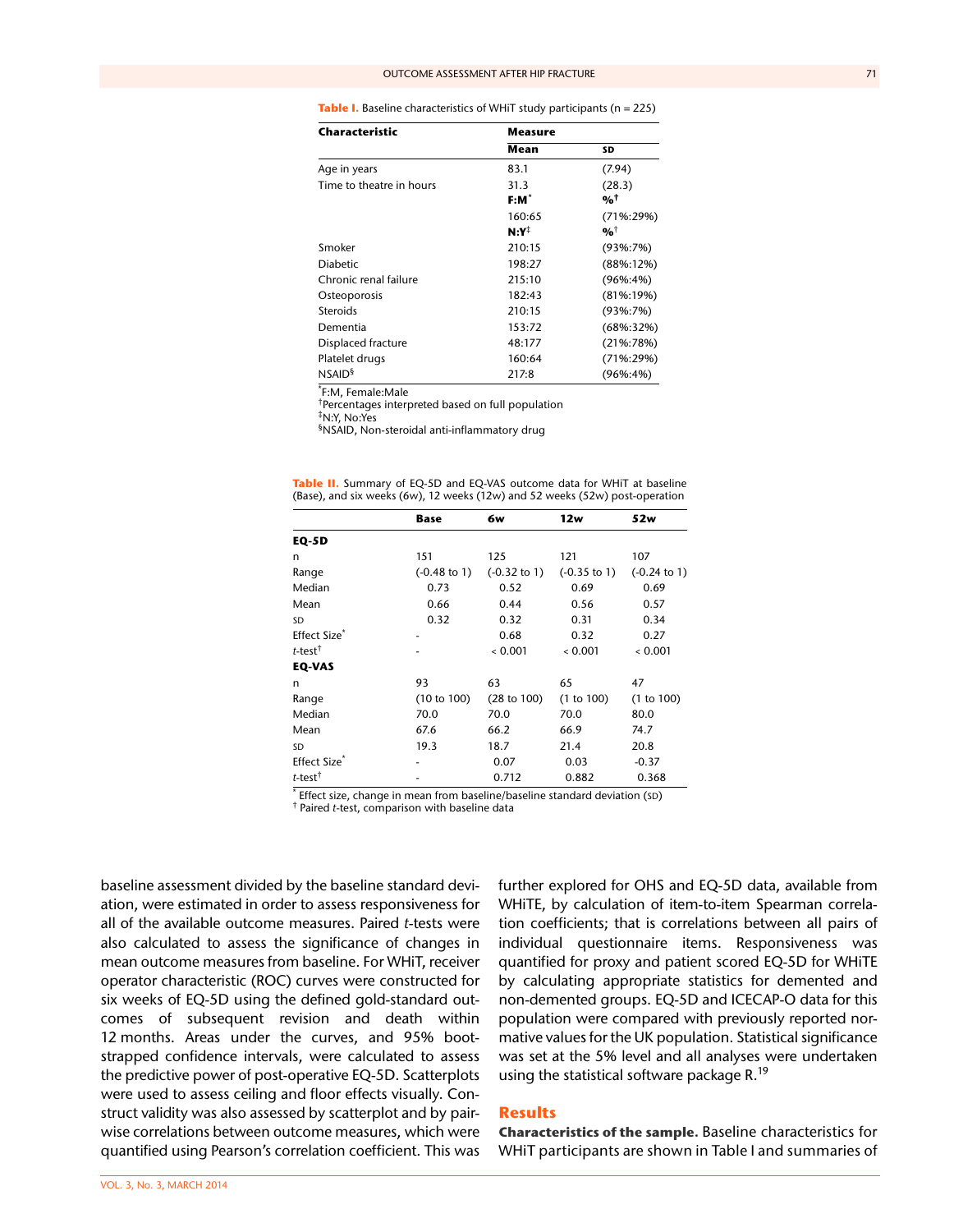**Table I.** Baseline characteristics of WHiT study participants (n = 225)

| Characteristic | Measure | |
|---|---|---|
| | **Mean** | **SD** |
| Age in years | 83.1 | (7.94) |
| Time to theatre in hours | 31.3 | (28.3) |
| | **F:M*** | **%†** |
| | 160:65 | (71%:29%) |
| | **N:Y‡** | **%†** |
| Smoker | 210:15 | (93%:7%) |
| Diabetic | 198:27 | (88%:12%) |
| Chronic renal failure | 215:10 | (96%:4%) |
| Osteoporosis | 182:43 | (81%:19%) |
| Steroids | 210:15 | (93%:7%) |
| Dementia | 153:72 | (68%:32%) |
| Displaced fracture | 48:177 | (21%:78%) |
| Platelet drugs | 160:64 | (71%:29%) |
| NSAID§ | 217:8 | (96%:4%) |

*F:M, Female:Male
†Percentages interpreted based on full population
‡N:Y, No:Yes
§NSAID, Non-steroidal anti-inflammatory drug

**Table II.** Summary of EQ-5D and EQ-VAS outcome data for WHiT at baseline (Base), and six weeks (6w), 12 weeks (12w) and 52 weeks (52w) post-operation

| | Base | 6w | 12w | 52w |
|---|---|---|---|---|
| **EQ-5D** | | | | |
| n | 151 | 125 | 121 | 107 |
| Range | (-0.48 to 1) | (-0.32 to 1) | (-0.35 to 1) | (-0.24 to 1) |
| Median | 0.73 | 0.52 | 0.69 | 0.69 |
| Mean | 0.66 | 0.44 | 0.56 | 0.57 |
| SD | 0.32 | 0.32 | 0.31 | 0.34 |
| Effect Size* | - | 0.68 | 0.32 | 0.27 |
| *t*-test† | - | < 0.001 | < 0.001 | < 0.001 |
| **EQ-VAS** | | | | |
| n | 93 | 63 | 65 | 47 |
| Range | (10 to 100) | (28 to 100) | (1 to 100) | (1 to 100) |
| Median | 70.0 | 70.0 | 70.0 | 80.0 |
| Mean | 67.6 | 66.2 | 66.9 | 74.7 |
| SD | 19.3 | 18.7 | 21.4 | 20.8 |
| Effect Size* | - | 0.07 | 0.03 | -0.37 |
| *t*-test† | - | 0.712 | 0.882 | 0.368 |

* Effect size, change in mean from baseline/baseline standard deviation (SD)
† Paired *t*-test, comparison with baseline data

baseline assessment divided by the baseline standard deviation, were estimated in order to assess responsiveness for all of the available outcome measures. Paired *t*-tests were also calculated to assess the significance of changes in mean outcome measures from baseline. For WHiT, receiver operator characteristic (ROC) curves were constructed for six weeks of EQ-5D using the defined gold-standard outcomes of subsequent revision and death within 12 months. Areas under the curves, and 95% bootstrapped confidence intervals, were calculated to assess the predictive power of post-operative EQ-5D. Scatterplots were used to assess ceiling and floor effects visually. Construct validity was also assessed by scatterplot and by pairwise correlations between outcome measures, which were quantified using Pearson's correlation coefficient. This was further explored for OHS and EQ-5D data, available from WHiTE, by calculation of item-to-item Spearman correlation coefficients; that is correlations between all pairs of individual questionnaire items. Responsiveness was quantified for proxy and patient scored EQ-5D for WHiTE by calculating appropriate statistics for demented and non-demented groups. EQ-5D and ICECAP-O data for this population were compared with previously reported normative values for the UK population. Statistical significance was set at the 5% level and all analyses were undertaken using the statistical software package R.[19]

## Results

**Characteristics of the sample.** Baseline characteristics for WHiT participants are shown in Table I and summaries of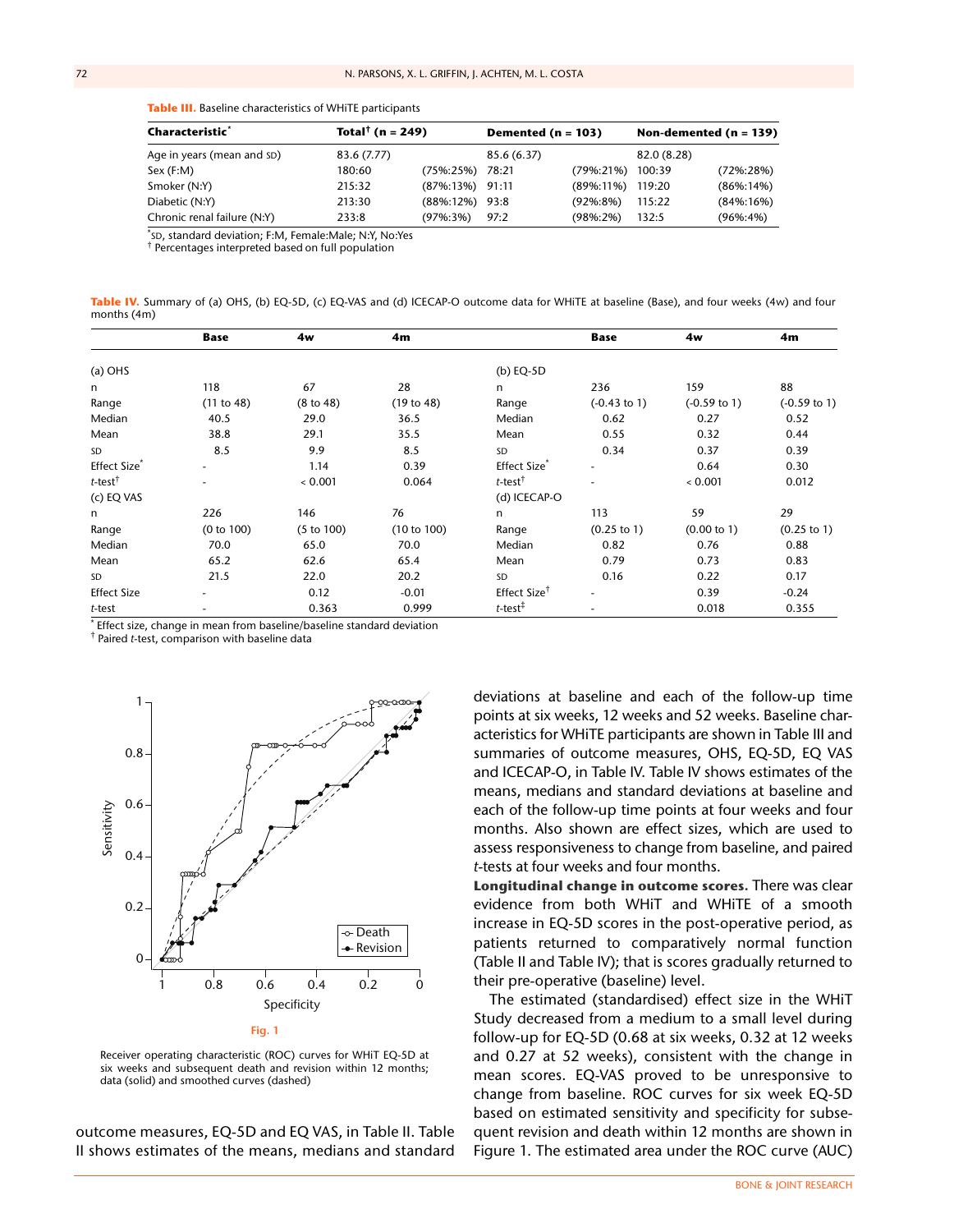**Table III.** Baseline characteristics of WHiTE participants

| Characteristic* | Total† (n = 249) | | Demented (n = 103) | | Non-demented (n = 139) | |
|---|---|---|---|---|---|---|
| Age in years (mean and SD) | 83.6 (7.77) | | 85.6 (6.37) | | 82.0 (8.28) | |
| Sex (F:M) | 180:60 | (75%:25%) | 78:21 | (79%:21%) | 100:39 | (72%:28%) |
| Smoker (N:Y) | 215:32 | (87%:13%) | 91:11 | (89%:11%) | 119:20 | (86%:14%) |
| Diabetic (N:Y) | 213:30 | (88%:12%) | 93:8 | (92%:8%) | 115:22 | (84%:16%) |
| Chronic renal failure (N:Y) | 233:8 | (97%:3%) | 97:2 | (98%:2%) | 132:5 | (96%:4%) |

*SD, standard deviation; F:M, Female:Male; N:Y, No:Yes
† Percentages interpreted based on full population

**Table IV.** Summary of (a) OHS, (b) EQ-5D, (c) EQ-VAS and (d) ICECAP-O outcome data for WHiTE at baseline (Base), and four weeks (4w) and four months (4m)

| | Base | 4w | 4m | | Base | 4w | 4m |
|---|---|---|---|---|---|---|---|
| (a) OHS | | | | (b) EQ-5D | | | |
| n | 118 | 67 | 28 | n | 236 | 159 | 88 |
| Range | (11 to 48) | (8 to 48) | (19 to 48) | Range | (-0.43 to 1) | (-0.59 to 1) | (-0.59 to 1) |
| Median | 40.5 | 29.0 | 36.5 | Median | 0.62 | 0.27 | 0.52 |
| Mean | 38.8 | 29.1 | 35.5 | Mean | 0.55 | 0.32 | 0.44 |
| SD | 8.5 | 9.9 | 8.5 | SD | 0.34 | 0.37 | 0.39 |
| Effect Size* | - | 1.14 | 0.39 | Effect Size* | - | 0.64 | 0.30 |
| *t*-test† | - | < 0.001 | 0.064 | *t*-test† | - | < 0.001 | 0.012 |
| (c) EQ VAS | | | | (d) ICECAP-O | | | |
| n | 226 | 146 | 76 | n | 113 | 59 | 29 |
| Range | (0 to 100) | (5 to 100) | (10 to 100) | Range | (0.25 to 1) | (0.00 to 1) | (0.25 to 1) |
| Median | 70.0 | 65.0 | 70.0 | Median | 0.82 | 0.76 | 0.88 |
| Mean | 65.2 | 62.6 | 65.4 | Mean | 0.79 | 0.73 | 0.83 |
| SD | 21.5 | 22.0 | 20.2 | SD | 0.16 | 0.22 | 0.17 |
| Effect Size | - | 0.12 | -0.01 | Effect Size† | - | 0.39 | -0.24 |
| *t*-test | - | 0.363 | 0.999 | *t*-test‡ | - | 0.018 | 0.355 |

* Effect size, change in mean from baseline/baseline standard deviation
† Paired *t*-test, comparison with baseline data

Fig. 1

Receiver operating characteristic (ROC) curves for WHiT EQ-5D at six weeks and subsequent death and revision within 12 months; data (solid) and smoothed curves (dashed)

outcome measures, EQ-5D and EQ VAS, in Table II. Table II shows estimates of the means, medians and standard deviations at baseline and each of the follow-up time points at six weeks, 12 weeks and 52 weeks. Baseline characteristics for WHiTE participants are shown in Table III and summaries of outcome measures, OHS, EQ-5D, EQ VAS and ICECAP-O, in Table IV. Table IV shows estimates of the means, medians and standard deviations at baseline and each of the follow-up time points at four weeks and four months. Also shown are effect sizes, which are used to assess responsiveness to change from baseline, and paired *t*-tests at four weeks and four months.

**Longitudinal change in outcome scores.** There was clear evidence from both WHiT and WHiTE of a smooth increase in EQ-5D scores in the post-operative period, as patients returned to comparatively normal function (Table II and Table IV); that is scores gradually returned to their pre-operative (baseline) level.

The estimated (standardised) effect size in the WHiT Study decreased from a medium to a small level during follow-up for EQ-5D (0.68 at six weeks, 0.32 at 12 weeks and 0.27 at 52 weeks), consistent with the change in mean scores. EQ-VAS proved to be unresponsive to change from baseline. ROC curves for six week EQ-5D based on estimated sensitivity and specificity for subsequent revision and death within 12 months are shown in Figure 1. The estimated area under the ROC curve (AUC)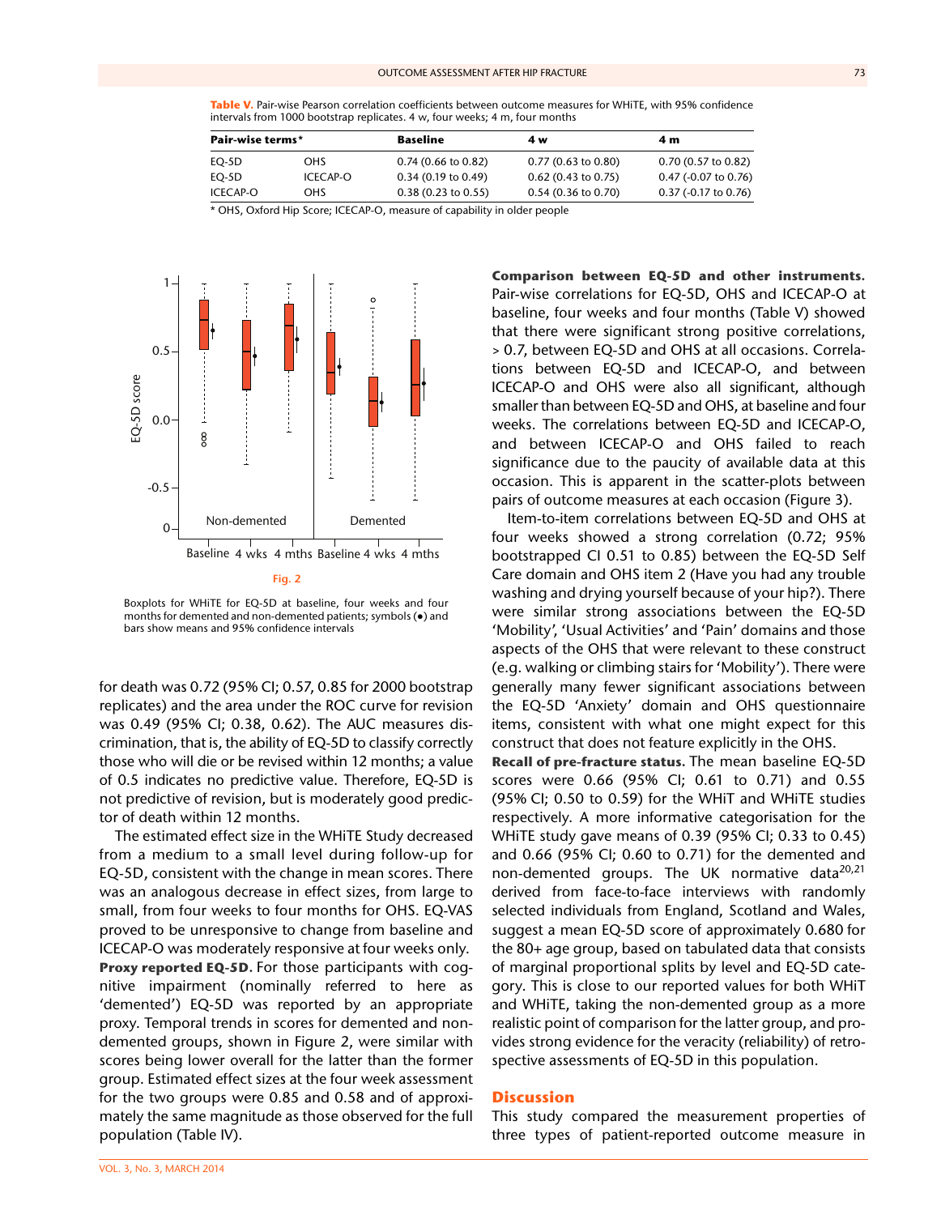**Table V.** Pair-wise Pearson correlation coefficients between outcome measures for WHiTE, with 95% confidence intervals from 1000 bootstrap replicates. 4 w, four weeks; 4 m, four months

| Pair-wise terms* | | Baseline | 4 w | 4 m |
|---|---|---|---|---|
| EQ-5D | OHS | 0.74 (0.66 to 0.82) | 0.77 (0.63 to 0.80) | 0.70 (0.57 to 0.82) |
| EQ-5D | ICECAP-O | 0.34 (0.19 to 0.49) | 0.62 (0.43 to 0.75) | 0.47 (-0.07 to 0.76) |
| ICECAP-O | OHS | 0.38 (0.23 to 0.55) | 0.54 (0.36 to 0.70) | 0.37 (-0.17 to 0.76) |

* OHS, Oxford Hip Score; ICECAP-O, measure of capability in older people

**Fig. 2**

Boxplots for WHiTE for EQ-5D at baseline, four weeks and four months for demented and non-demented patients; symbols (•) and bars show means and 95% confidence intervals

for death was 0.72 (95% CI; 0.57, 0.85 for 2000 bootstrap replicates) and the area under the ROC curve for revision was 0.49 (95% CI; 0.38, 0.62). The AUC measures discrimination, that is, the ability of EQ-5D to classify correctly those who will die or be revised within 12 months; a value of 0.5 indicates no predictive value. Therefore, EQ-5D is not predictive of revision, but is moderately good predictor of death within 12 months.

The estimated effect size in the WHiTE Study decreased from a medium to a small level during follow-up for EQ-5D, consistent with the change in mean scores. There was an analogous decrease in effect sizes, from large to small, from four weeks to four months for OHS. EQ-VAS proved to be unresponsive to change from baseline and ICECAP-O was moderately responsive at four weeks only.

**Proxy reported EQ-5D.** For those participants with cognitive impairment (nominally referred to here as 'demented') EQ-5D was reported by an appropriate proxy. Temporal trends in scores for demented and non-demented groups, shown in Figure 2, were similar with scores being lower overall for the latter than the former group. Estimated effect sizes at the four week assessment for the two groups were 0.85 and 0.58 and of approximately the same magnitude as those observed for the full population (Table IV).

**Comparison between EQ-5D and other instruments.** Pair-wise correlations for EQ-5D, OHS and ICECAP-O at baseline, four weeks and four months (Table V) showed that there were significant strong positive correlations, > 0.7, between EQ-5D and OHS at all occasions. Correlations between EQ-5D and ICECAP-O, and between ICECAP-O and OHS were also all significant, although smaller than between EQ-5D and OHS, at baseline and four weeks. The correlations between EQ-5D and ICECAP-O, and between ICECAP-O and OHS failed to reach significance due to the paucity of available data at this occasion. This is apparent in the scatter-plots between pairs of outcome measures at each occasion (Figure 3).

Item-to-item correlations between EQ-5D and OHS at four weeks showed a strong correlation (0.72; 95% bootstrapped CI 0.51 to 0.85) between the EQ-5D Self Care domain and OHS item 2 (Have you had any trouble washing and drying yourself because of your hip?). There were similar strong associations between the EQ-5D 'Mobility', 'Usual Activities' and 'Pain' domains and those aspects of the OHS that were relevant to these construct (e.g. walking or climbing stairs for 'Mobility'). There were generally many fewer significant associations between the EQ-5D 'Anxiety' domain and OHS questionnaire items, consistent with what one might expect for this construct that does not feature explicitly in the OHS.

**Recall of pre-fracture status.** The mean baseline EQ-5D scores were 0.66 (95% CI; 0.61 to 0.71) and 0.55 (95% CI; 0.50 to 0.59) for the WHiT and WHiTE studies respectively. A more informative categorisation for the WHiTE study gave means of 0.39 (95% CI; 0.33 to 0.45) and 0.66 (95% CI; 0.60 to 0.71) for the demented and non-demented groups. The UK normative data[20,21] derived from face-to-face interviews with randomly selected individuals from England, Scotland and Wales, suggest a mean EQ-5D score of approximately 0.680 for the 80+ age group, based on tabulated data that consists of marginal proportional splits by level and EQ-5D category. This is close to our reported values for both WHiT and WHiTE, taking the non-demented group as a more realistic point of comparison for the latter group, and provides strong evidence for the veracity (reliability) of retrospective assessments of EQ-5D in this population.

## Discussion

This study compared the measurement properties of three types of patient-reported outcome measure in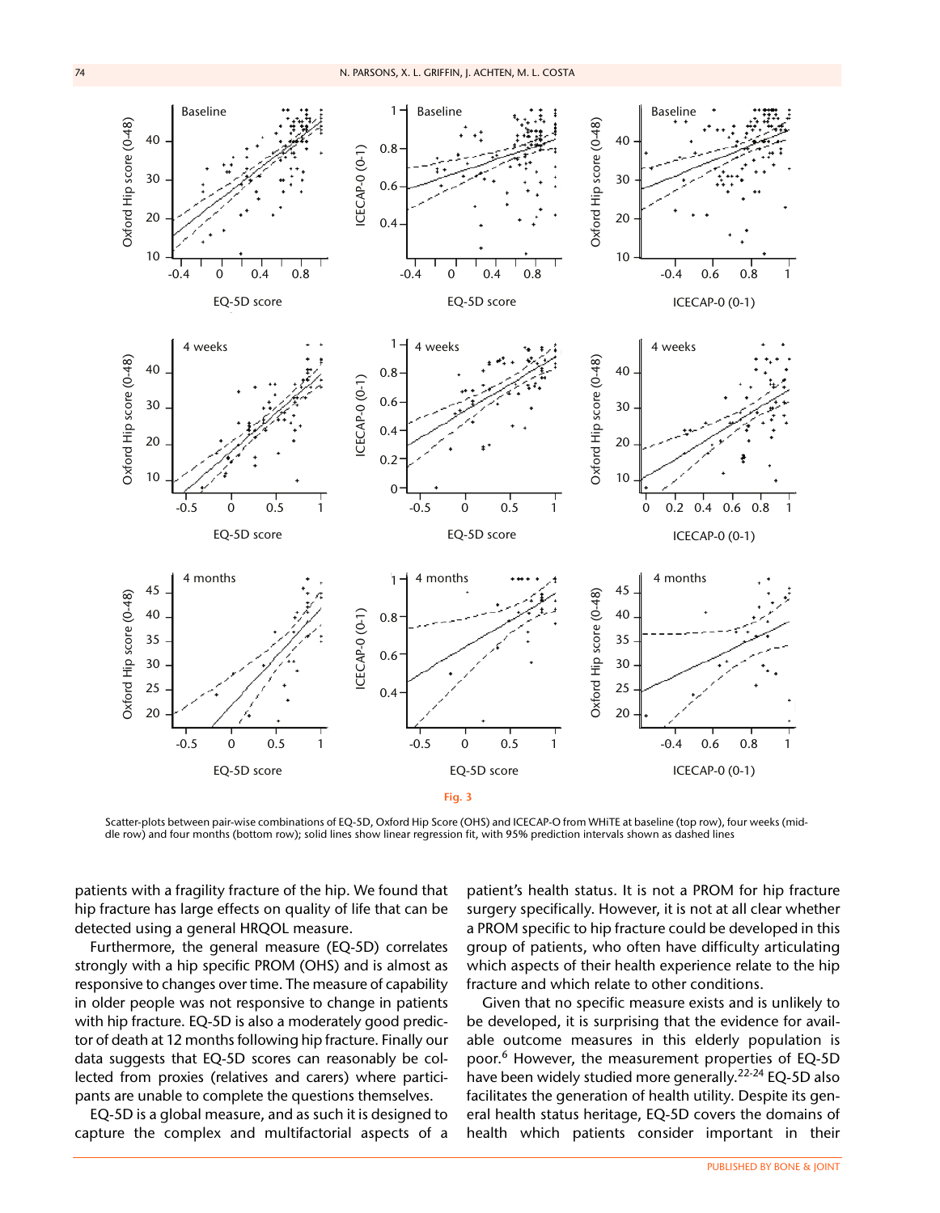Fig. 3

Scatter-plots between pair-wise combinations of EQ-5D, Oxford Hip Score (OHS) and ICECAP-O from WHiTE at baseline (top row), four weeks (middle row) and four months (bottom row); solid lines show linear regression fit, with 95% prediction intervals shown as dashed lines

patients with a fragility fracture of the hip. We found that hip fracture has large effects on quality of life that can be detected using a general HRQOL measure.

Furthermore, the general measure (EQ-5D) correlates strongly with a hip specific PROM (OHS) and is almost as responsive to changes over time. The measure of capability in older people was not responsive to change in patients with hip fracture. EQ-5D is also a moderately good predictor of death at 12 months following hip fracture. Finally our data suggests that EQ-5D scores can reasonably be collected from proxies (relatives and carers) where participants are unable to complete the questions themselves.

EQ-5D is a global measure, and as such it is designed to capture the complex and multifactorial aspects of a patient's health status. It is not a PROM for hip fracture surgery specifically. However, it is not at all clear whether a PROM specific to hip fracture could be developed in this group of patients, who often have difficulty articulating which aspects of their health experience relate to the hip fracture and which relate to other conditions.

Given that no specific measure exists and is unlikely to be developed, it is surprising that the evidence for available outcome measures in this elderly population is poor.[6] However, the measurement properties of EQ-5D have been widely studied more generally.[22-24] EQ-5D also facilitates the generation of health utility. Despite its general health status heritage, EQ-5D covers the domains of health which patients consider important in their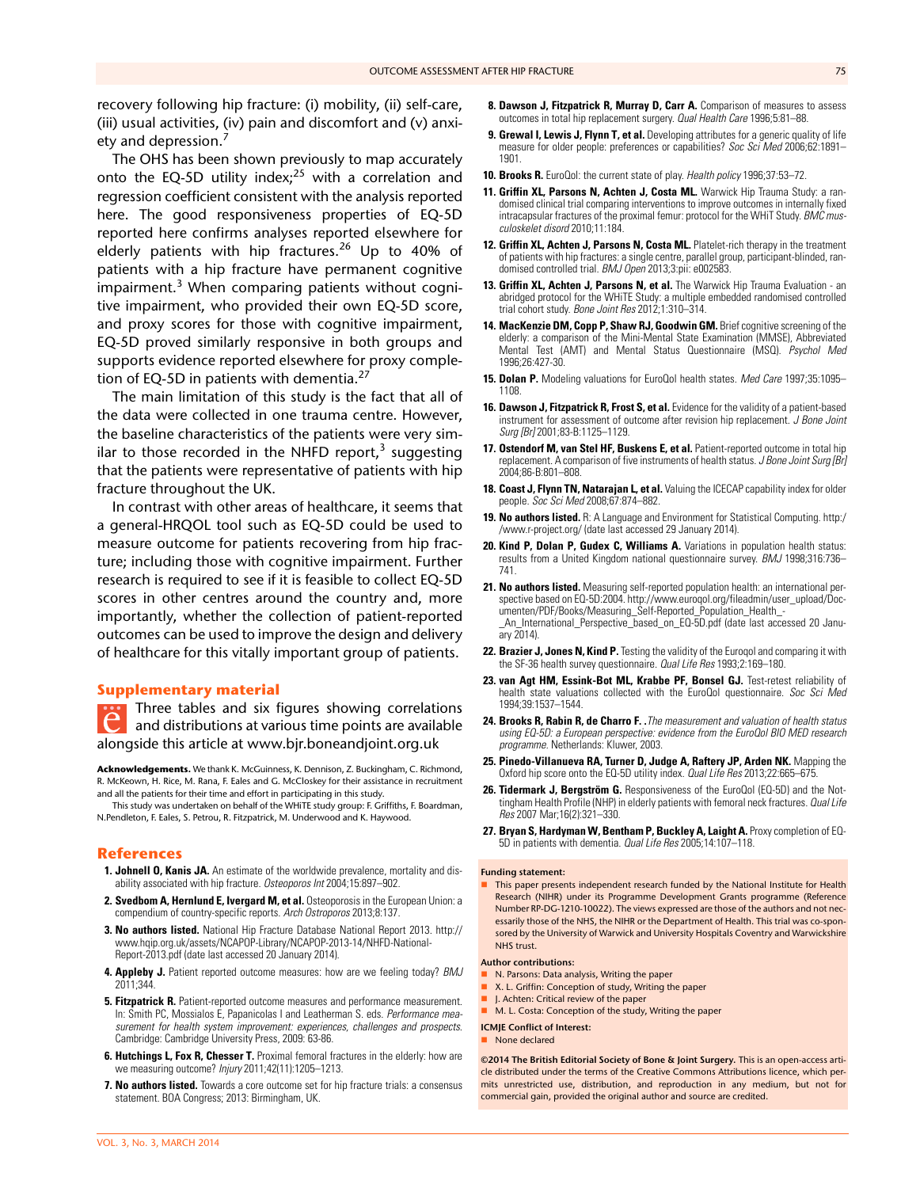recovery following hip fracture: (i) mobility, (ii) self-care, (iii) usual activities, (iv) pain and discomfort and (v) anxiety and depression.[7]

The OHS has been shown previously to map accurately onto the EQ-5D utility index;[25] with a correlation and regression coefficient consistent with the analysis reported here. The good responsiveness properties of EQ-5D reported here confirms analyses reported elsewhere for elderly patients with hip fractures.[26] Up to 40% of patients with a hip fracture have permanent cognitive impairment.[3] When comparing patients without cognitive impairment, who provided their own EQ-5D score, and proxy scores for those with cognitive impairment, EQ-5D proved similarly responsive in both groups and supports evidence reported elsewhere for proxy completion of EQ-5D in patients with dementia.[27]

The main limitation of this study is the fact that all of the data were collected in one trauma centre. However, the baseline characteristics of the patients were very similar to those recorded in the NHFD report,[3] suggesting that the patients were representative of patients with hip fracture throughout the UK.

In contrast with other areas of healthcare, it seems that a general-HRQOL tool such as EQ-5D could be used to measure outcome for patients recovering from hip fracture; including those with cognitive impairment. Further research is required to see if it is feasible to collect EQ-5D scores in other centres around the country and, more importantly, whether the collection of patient-reported outcomes can be used to improve the design and delivery of healthcare for this vitally important group of patients.

## Supplementary material

Three tables and six figures showing correlations and distributions at various time points are available alongside this article at www.bjr.boneandjoint.org.uk

**Acknowledgements.** We thank K. McGuinness, K. Dennison, Z. Buckingham, C. Richmond, R. McKeown, H. Rice, M. Rana, F. Eales and G. McCloskey for their assistance in recruitment and all the patients for their time and effort in participating in this study.

This study was undertaken on behalf of the WHiTE study group: F. Griffiths, F. Boardman, N.Pendleton, F. Eales, S. Petrou, R. Fitzpatrick, M. Underwood and K. Haywood.

## References

1. **Johnell O, Kanis JA.** An estimate of the worldwide prevalence, mortality and disability associated with hip fracture. *Osteoporos Int* 2004;15:897–902.
2. **Svedbom A, Hernlund E, Ivergard M, et al.** Osteoporosis in the European Union: a compendium of country-specific reports. *Arch Ostroporos* 2013;8:137.
3. **No authors listed.** National Hip Fracture Database National Report 2013. http://www.hqip.org.uk/assets/NCAPOP-Library/NCAPOP-2013-14/NHFD-National-Report-2013.pdf (date last accessed 20 January 2014).
4. **Appleby J.** Patient reported outcome measures: how are we feeling today? *BMJ* 2011;344.
5. **Fitzpatrick R.** Patient-reported outcome measures and performance measurement. In: Smith PC, Mossialos E, Papanicolas I and Leatherman S. eds. *Performance measurement for health system improvement: experiences, challenges and prospects.* Cambridge: Cambridge University Press, 2009: 63-86.
6. **Hutchings L, Fox R, Chesser T.** Proximal femoral fractures in the elderly: how are we measuring outcome? *Injury* 2011;42(11):1205–1213.
7. **No authors listed.** Towards a core outcome set for hip fracture trials: a consensus statement. BOA Congress; 2013: Birmingham, UK.
8. **Dawson J, Fitzpatrick R, Murray D, Carr A.** Comparison of measures to assess outcomes in total hip replacement surgery. *Qual Health Care* 1996;5:81–88.
9. **Grewal I, Lewis J, Flynn T, et al.** Developing attributes for a generic quality of life measure for older people: preferences or capabilities? *Soc Sci Med* 2006;62:1891–1901.
10. **Brooks R.** EuroQol: the current state of play. *Health policy* 1996;37:53–72.
11. **Griffin XL, Parsons N, Achten J, Costa ML.** Warwick Hip Trauma Study: a randomised clinical trial comparing interventions to improve outcomes in internally fixed intracapsular fractures of the proximal femur: protocol for the WHiT Study. *BMC musculoskelet disord* 2010;11:184.
12. **Griffin XL, Achten J, Parsons N, Costa ML.** Platelet-rich therapy in the treatment of patients with hip fractures: a single centre, parallel group, participant-blinded, randomised controlled trial. *BMJ Open* 2013;3:pii: e002583.
13. **Griffin XL, Achten J, Parsons N, et al.** The Warwick Hip Trauma Evaluation - an abridged protocol for the WHiTE Study: a multiple embedded randomised controlled trial cohort study. *Bone Joint Res* 2012;1:310–314.
14. **MacKenzie DM, Copp P, Shaw RJ, Goodwin GM.** Brief cognitive screening of the elderly: a comparison of the Mini-Mental State Examination (MMSE), Abbreviated Mental Test (AMT) and Mental Status Questionnaire (MSQ). *Psychol Med* 1996;26:427-30.
15. **Dolan P.** Modeling valuations for EuroQol health states. *Med Care* 1997;35:1095–1108.
16. **Dawson J, Fitzpatrick R, Frost S, et al.** Evidence for the validity of a patient-based instrument for assessment of outcome after revision hip replacement. *J Bone Joint Surg [Br]* 2001;83-B:1125–1129.
17. **Ostendorf M, van Stel HF, Buskens E, et al.** Patient-reported outcome in total hip replacement. A comparison of five instruments of health status. *J Bone Joint Surg [Br]* 2004;86-B:801–808.
18. **Coast J, Flynn TN, Natarajan L, et al.** Valuing the ICECAP capability index for older people. *Soc Sci Med* 2008;67:874–882.
19. **No authors listed.** R: A Language and Environment for Statistical Computing. http://www.r-project.org/ (date last accessed 29 January 2014).
20. **Kind P, Dolan P, Gudex C, Williams A.** Variations in population health status: results from a United Kingdom national questionnaire survey. *BMJ* 1998;316:736–741.
21. **No authors listed.** Measuring self-reported population health: an international perspective based on EQ-5D:2004. http://www.euroqol.org/fileadmin/user_upload/Documenten/PDF/Books/Measuring_Self-Reported_Population_Health_-_An_International_Perspective_based_on_EQ-5D.pdf (date last accessed 20 January 2014).
22. **Brazier J, Jones N, Kind P.** Testing the validity of the Euroqol and comparing it with the SF-36 health survey questionnaire. *Qual Life Res* 1993;2:169–180.
23. **van Agt HM, Essink-Bot ML, Krabbe PF, Bonsel GJ.** Test-retest reliability of health state valuations collected with the EuroQol questionnaire. *Soc Sci Med* 1994;39:1537–1544.
24. **Brooks R, Rabin R, de Charro F.** *.The measurement and valuation of health status using EQ-5D: a European perspective: evidence from the EuroQol BIO MED research programme.* Netherlands: Kluwer, 2003.
25. **Pinedo-Villanueva RA, Turner D, Judge A, Raftery JP, Arden NK.** Mapping the Oxford hip score onto the EQ-5D utility index. *Qual Life Res* 2013;22:665–675.
26. **Tidermark J, Bergström G.** Responsiveness of the EuroQol (EQ-5D) and the Nottingham Health Profile (NHP) in elderly patients with femoral neck fractures. *Qual Life Res* 2007 Mar;16(2):321–330.
27. **Bryan S, Hardyman W, Bentham P, Buckley A, Laight A.** Proxy completion of EQ-5D in patients with dementia. *Qual Life Res* 2005;14:107–118.

**Funding statement:**

- This paper presents independent research funded by the National Institute for Health Research (NIHR) under its Programme Development Grants programme (Reference Number RP-DG-1210-10022). The views expressed are those of the authors and not necessarily those of the NHS, the NIHR or the Department of Health. This trial was co-sponsored by the University of Warwick and University Hospitals Coventry and Warwickshire NHS trust.

**Author contributions:**

- N. Parsons: Data analysis, Writing the paper
- X. L. Griffin: Conception of study, Writing the paper
- J. Achten: Critical review of the paper
- M. L. Costa: Conception of the study, Writing the paper

**ICMJE Conflict of Interest:**

- None declared

**©2014 The British Editorial Society of Bone & Joint Surgery.** This is an open-access article distributed under the terms of the Creative Commons Attributions licence, which permits unrestricted use, distribution, and reproduction in any medium, but not for commercial gain, provided the original author and source are credited.